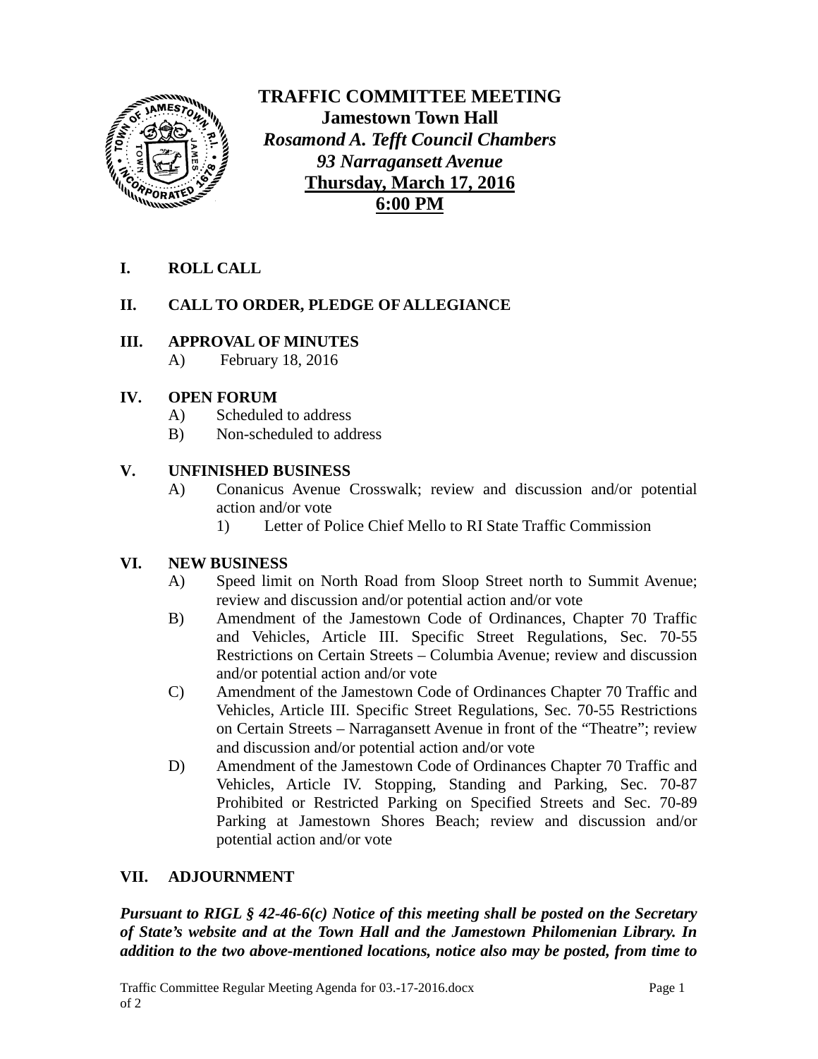# TRAFFIC COMMITTEE MEETING

**Jamestown Town Hall**

***Rosamond A. Tefft Council Chambers***

***93 Narragansett Avenue***

**Thursday, March 17, 2016**

**6:00 PM**

**I. ROLL CALL**

**II. CALL TO ORDER, PLEDGE OF ALLEGIANCE**

**III. APPROVAL OF MINUTES**

A) February 18, 2016

**IV. OPEN FORUM**

A) Scheduled to address

B) Non-scheduled to address

**V. UNFINISHED BUSINESS**

A) Conanicus Avenue Crosswalk; review and discussion and/or potential action and/or vote

1) Letter of Police Chief Mello to RI State Traffic Commission

**VI. NEW BUSINESS**

A) Speed limit on North Road from Sloop Street north to Summit Avenue; review and discussion and/or potential action and/or vote

B) Amendment of the Jamestown Code of Ordinances, Chapter 70 Traffic and Vehicles, Article III. Specific Street Regulations, Sec. 70-55 Restrictions on Certain Streets – Columbia Avenue; review and discussion and/or potential action and/or vote

C) Amendment of the Jamestown Code of Ordinances Chapter 70 Traffic and Vehicles, Article III. Specific Street Regulations, Sec. 70-55 Restrictions on Certain Streets – Narragansett Avenue in front of the "Theatre"; review and discussion and/or potential action and/or vote

D) Amendment of the Jamestown Code of Ordinances Chapter 70 Traffic and Vehicles, Article IV. Stopping, Standing and Parking, Sec. 70-87 Prohibited or Restricted Parking on Specified Streets and Sec. 70-89 Parking at Jamestown Shores Beach; review and discussion and/or potential action and/or vote

**VII. ADJOURNMENT**

***Pursuant to RIGL § 42-46-6(c) Notice of this meeting shall be posted on the Secretary of State's website and at the Town Hall and the Jamestown Philomenian Library. In addition to the two above-mentioned locations, notice also may be posted, from time to***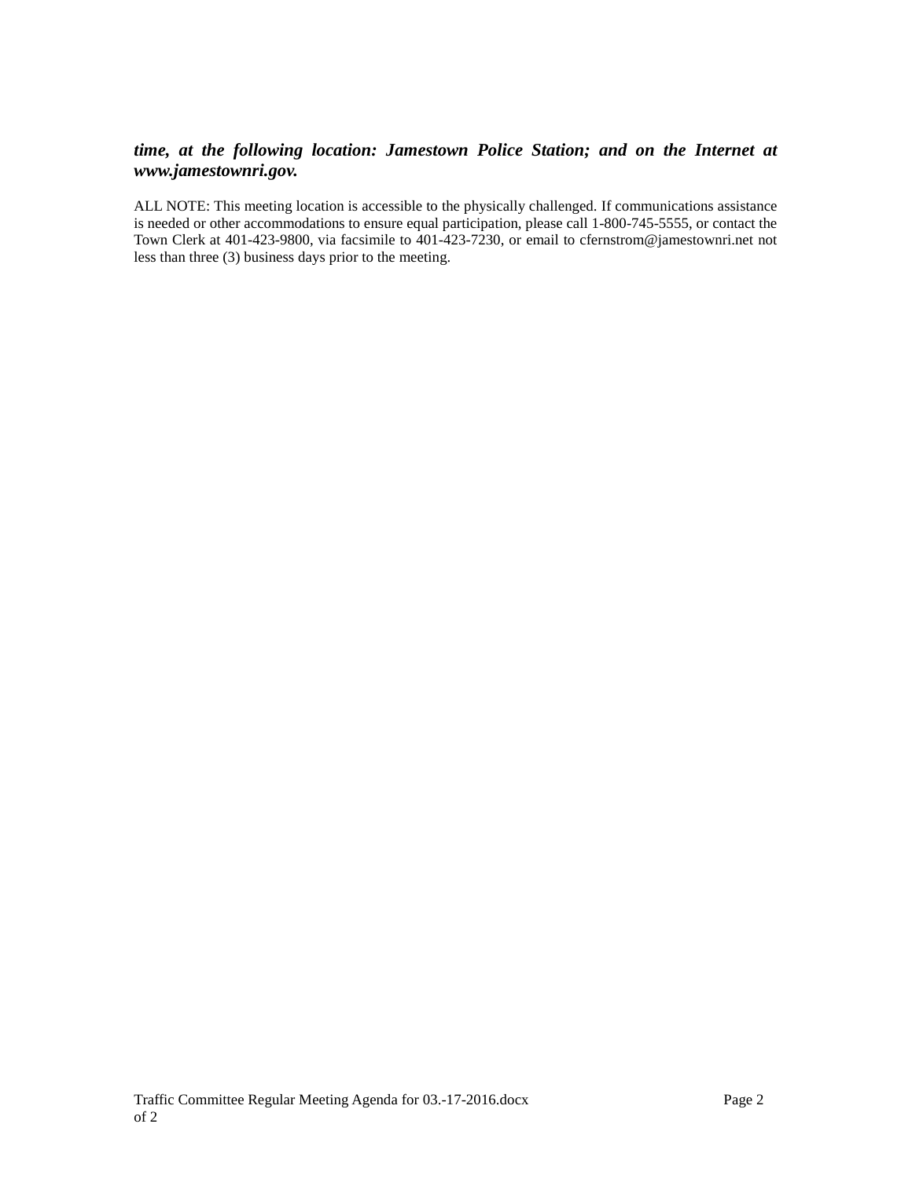***time, at the following location: Jamestown Police Station; and on the Internet at www.jamestownri.gov.***

ALL NOTE: This meeting location is accessible to the physically challenged. If communications assistance is needed or other accommodations to ensure equal participation, please call 1-800-745-5555, or contact the Town Clerk at 401-423-9800, via facsimile to 401-423-7230, or email to cfernstrom@jamestownri.net not less than three (3) business days prior to the meeting.